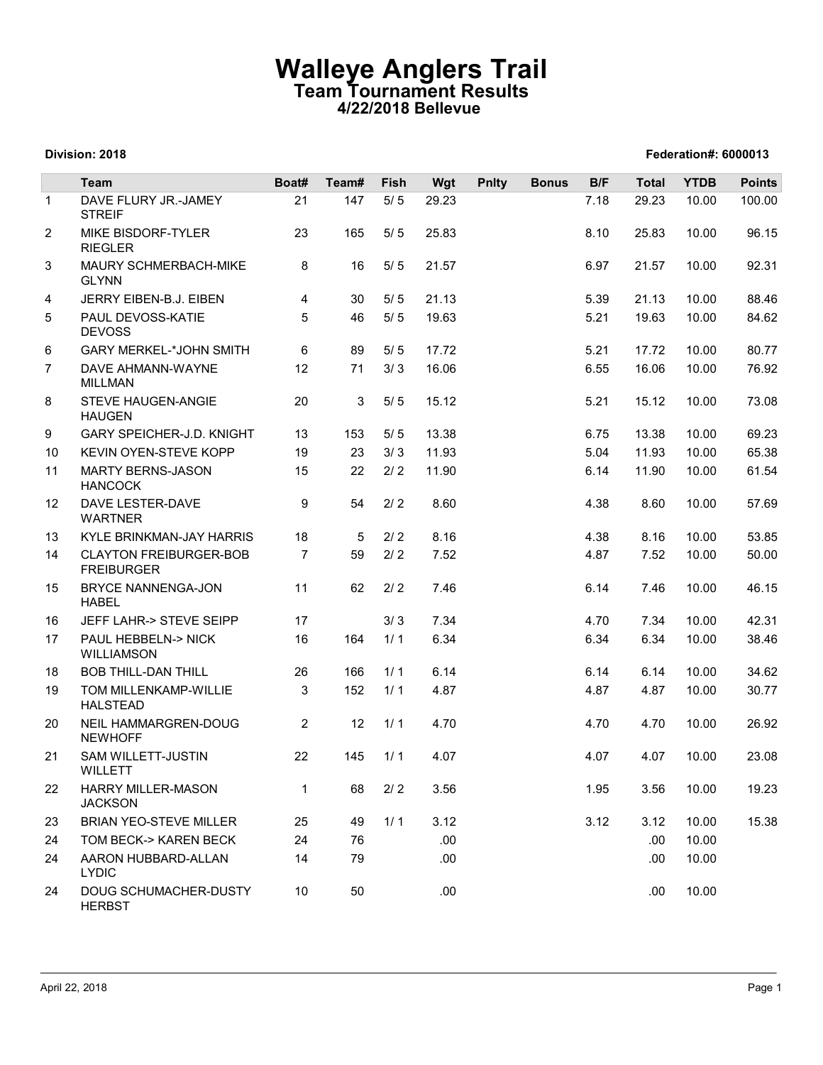# Walleye Anglers Trail

## Team Tournament Results

### 4/22/2018 Bellevue

**Division: 2018** **Federation#: 6000013**

| | Team | Boat# | Team# | Fish | Wgt | Pnlty | Bonus | B/F | Total | YTDB | Points |
|---|---|---|---|---|---|---|---|---|---|---|---|
| 1 | DAVE FLURY JR.-JAMEY STREIF | 21 | 147 | 5/ 5 | 29.23 | | | 7.18 | 29.23 | 10.00 | 100.00 |
| 2 | MIKE BISDORF-TYLER RIEGLER | 23 | 165 | 5/ 5 | 25.83 | | | 8.10 | 25.83 | 10.00 | 96.15 |
| 3 | MAURY SCHMERBACH-MIKE GLYNN | 8 | 16 | 5/ 5 | 21.57 | | | 6.97 | 21.57 | 10.00 | 92.31 |
| 4 | JERRY EIBEN-B.J. EIBEN | 4 | 30 | 5/ 5 | 21.13 | | | 5.39 | 21.13 | 10.00 | 88.46 |
| 5 | PAUL DEVOSS-KATIE DEVOSS | 5 | 46 | 5/ 5 | 19.63 | | | 5.21 | 19.63 | 10.00 | 84.62 |
| 6 | GARY MERKEL-*JOHN SMITH | 6 | 89 | 5/ 5 | 17.72 | | | 5.21 | 17.72 | 10.00 | 80.77 |
| 7 | DAVE AHMANN-WAYNE MILLMAN | 12 | 71 | 3/ 3 | 16.06 | | | 6.55 | 16.06 | 10.00 | 76.92 |
| 8 | STEVE HAUGEN-ANGIE HAUGEN | 20 | 3 | 5/ 5 | 15.12 | | | 5.21 | 15.12 | 10.00 | 73.08 |
| 9 | GARY SPEICHER-J.D. KNIGHT | 13 | 153 | 5/ 5 | 13.38 | | | 6.75 | 13.38 | 10.00 | 69.23 |
| 10 | KEVIN OYEN-STEVE KOPP | 19 | 23 | 3/ 3 | 11.93 | | | 5.04 | 11.93 | 10.00 | 65.38 |
| 11 | MARTY BERNS-JASON HANCOCK | 15 | 22 | 2/ 2 | 11.90 | | | 6.14 | 11.90 | 10.00 | 61.54 |
| 12 | DAVE LESTER-DAVE WARTNER | 9 | 54 | 2/ 2 | 8.60 | | | 4.38 | 8.60 | 10.00 | 57.69 |
| 13 | KYLE BRINKMAN-JAY HARRIS | 18 | 5 | 2/ 2 | 8.16 | | | 4.38 | 8.16 | 10.00 | 53.85 |
| 14 | CLAYTON FREIBURGER-BOB FREIBURGER | 7 | 59 | 2/ 2 | 7.52 | | | 4.87 | 7.52 | 10.00 | 50.00 |
| 15 | BRYCE NANNENGA-JON HABEL | 11 | 62 | 2/ 2 | 7.46 | | | 6.14 | 7.46 | 10.00 | 46.15 |
| 16 | JEFF LAHR-> STEVE SEIPP | 17 | | 3/ 3 | 7.34 | | | 4.70 | 7.34 | 10.00 | 42.31 |
| 17 | PAUL HEBBELN-> NICK WILLIAMSON | 16 | 164 | 1/ 1 | 6.34 | | | 6.34 | 6.34 | 10.00 | 38.46 |
| 18 | BOB THILL-DAN THILL | 26 | 166 | 1/ 1 | 6.14 | | | 6.14 | 6.14 | 10.00 | 34.62 |
| 19 | TOM MILLENKAMP-WILLIE HALSTEAD | 3 | 152 | 1/ 1 | 4.87 | | | 4.87 | 4.87 | 10.00 | 30.77 |
| 20 | NEIL HAMMARGREN-DOUG NEWHOFF | 2 | 12 | 1/ 1 | 4.70 | | | 4.70 | 4.70 | 10.00 | 26.92 |
| 21 | SAM WILLETT-JUSTIN WILLETT | 22 | 145 | 1/ 1 | 4.07 | | | 4.07 | 4.07 | 10.00 | 23.08 |
| 22 | HARRY MILLER-MASON JACKSON | 1 | 68 | 2/ 2 | 3.56 | | | 1.95 | 3.56 | 10.00 | 19.23 |
| 23 | BRIAN YEO-STEVE MILLER | 25 | 49 | 1/ 1 | 3.12 | | | 3.12 | 3.12 | 10.00 | 15.38 |
| 24 | TOM BECK-> KAREN BECK | 24 | 76 | | .00 | | | | .00 | 10.00 | |
| 24 | AARON HUBBARD-ALLAN LYDIC | 14 | 79 | | .00 | | | | .00 | 10.00 | |
| 24 | DOUG SCHUMACHER-DUSTY HERBST | 10 | 50 | | .00 | | | | .00 | 10.00 | |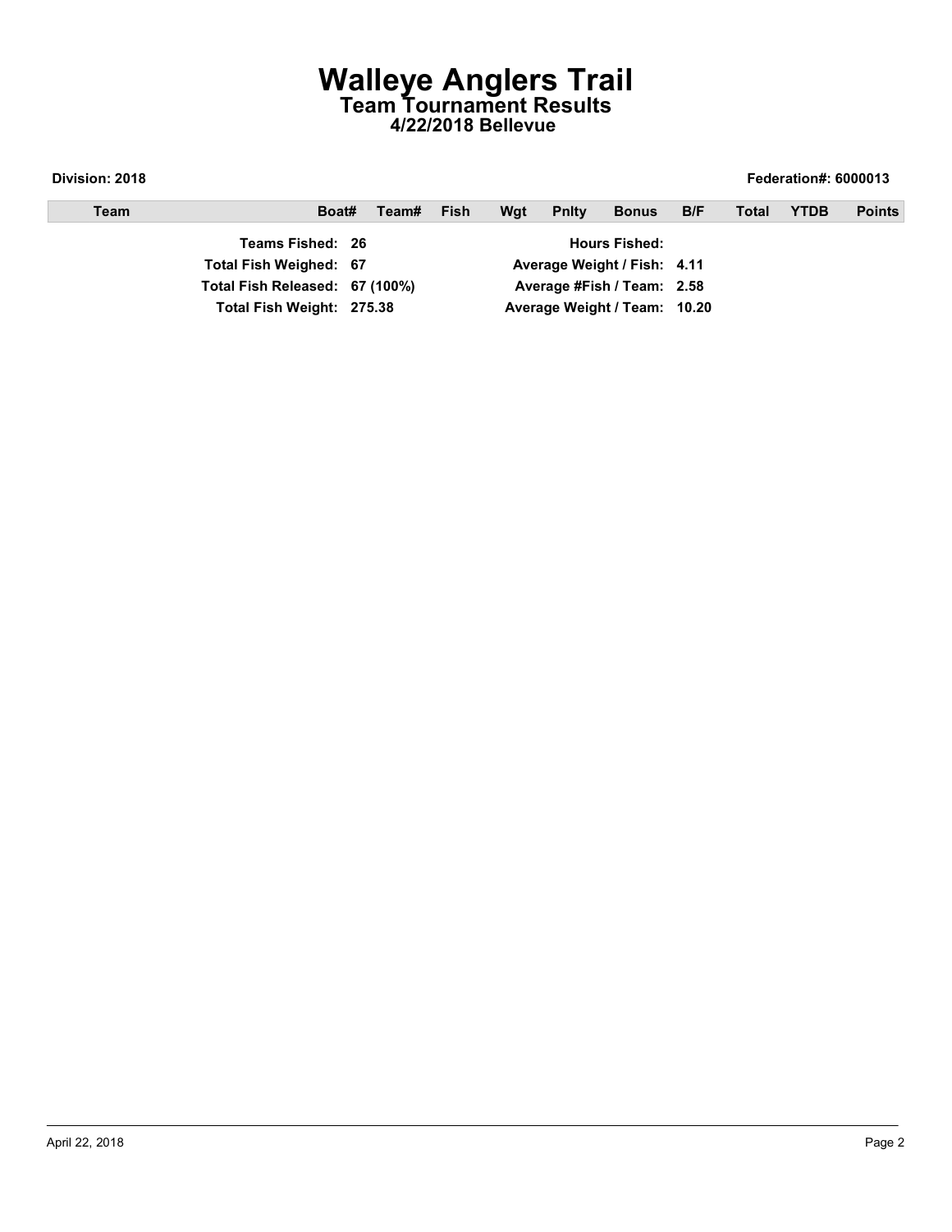# Walleye Anglers Trail
## Team Tournament Results
### 4/22/2018 Bellevue

**Division: 2018** **Federation#: 6000013**

| Team | Boat# | Team# | Fish | Wgt | Pnlty | Bonus | B/F | Total | YTDB | Points |
|---|---|---|---|---|---|---|---|---|---|---|

| | | | |
|---|---|---|---|
| **Teams Fished:** | **26** | **Hours Fished:** | |
| **Total Fish Weighed:** | **67** | **Average Weight / Fish:** | **4.11** |
| **Total Fish Released:** | **67 (100%)** | **Average #Fish / Team:** | **2.58** |
| **Total Fish Weight:** | **275.38** | **Average Weight / Team:** | **10.20** |

April 22, 2018